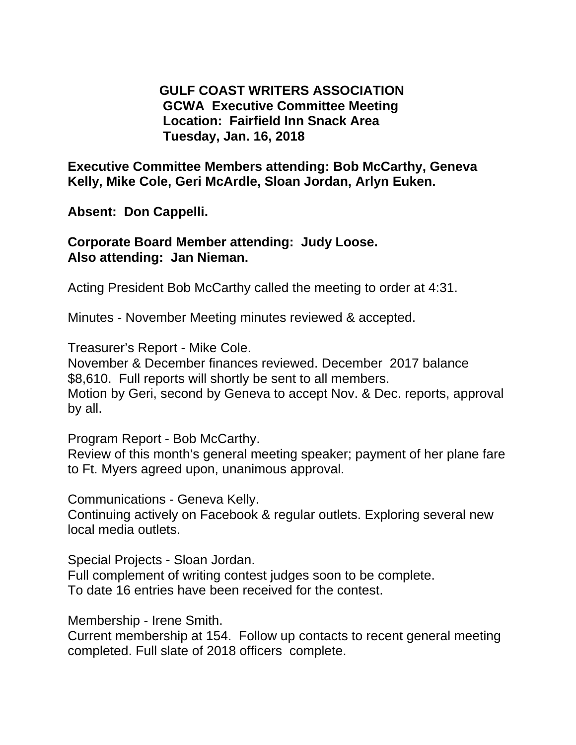# GULF COAST WRITERS ASSOCIATION

**GCWA Executive Committee Meeting**
**Location: Fairfield Inn Snack Area**
**Tuesday, Jan. 16, 2018**

**Executive Committee Members attending: Bob McCarthy, Geneva Kelly, Mike Cole, Geri McArdle, Sloan Jordan, Arlyn Euken.**

**Absent: Don Cappelli.**

**Corporate Board Member attending: Judy Loose.**
**Also attending: Jan Nieman.**

Acting President Bob McCarthy called the meeting to order at 4:31.

Minutes - November Meeting minutes reviewed & accepted.

Treasurer's Report - Mike Cole.
November & December finances reviewed. December 2017 balance $8,610. Full reports will shortly be sent to all members.
Motion by Geri, second by Geneva to accept Nov. & Dec. reports, approval by all.

Program Report - Bob McCarthy.
Review of this month's general meeting speaker; payment of her plane fare to Ft. Myers agreed upon, unanimous approval.

Communications - Geneva Kelly.
Continuing actively on Facebook & regular outlets. Exploring several new local media outlets.

Special Projects - Sloan Jordan.
Full complement of writing contest judges soon to be complete.
To date 16 entries have been received for the contest.

Membership - Irene Smith.
Current membership at 154. Follow up contacts to recent general meeting completed. Full slate of 2018 officers complete.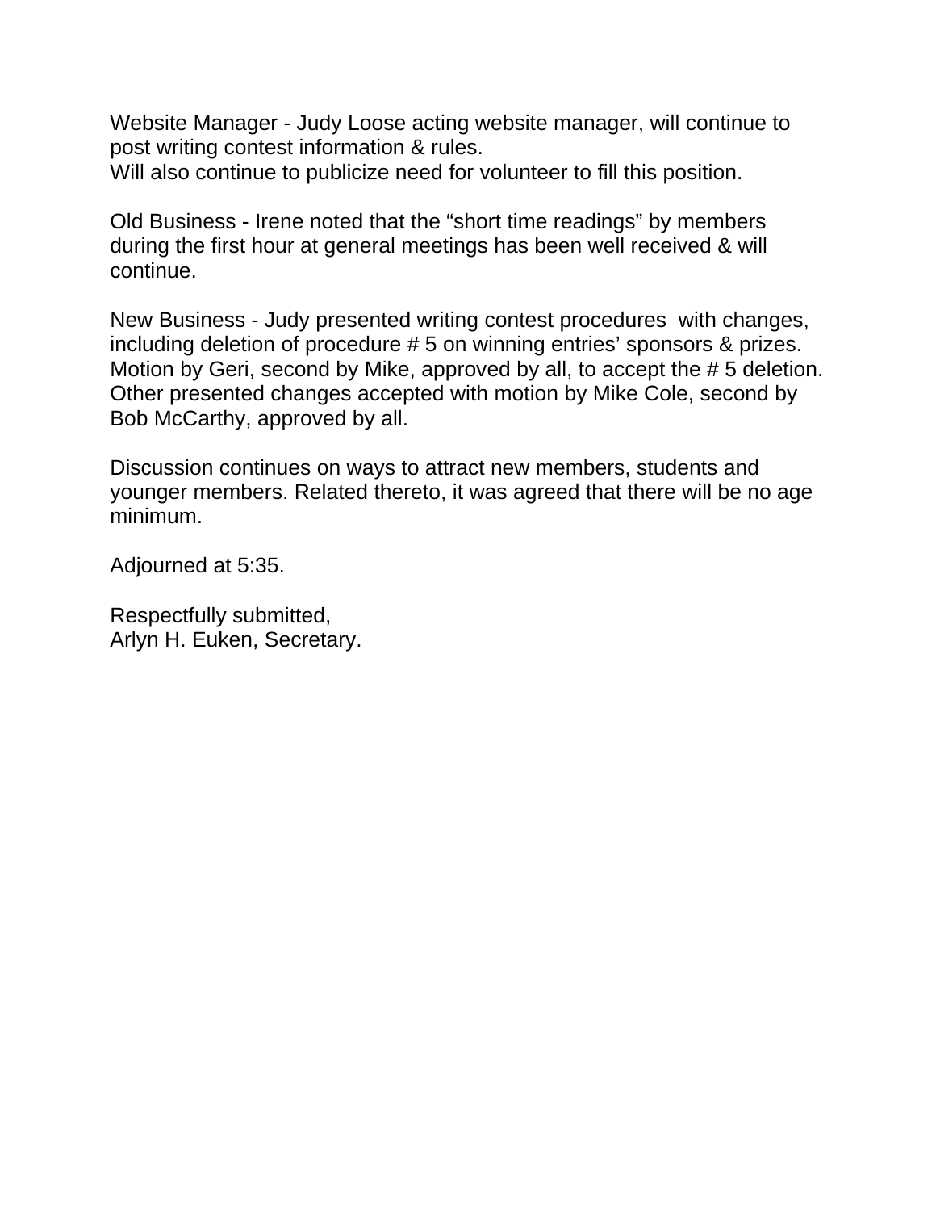Website Manager - Judy Loose acting website manager, will continue to post writing contest information & rules.
Will also continue to publicize need for volunteer to fill this position.

Old Business - Irene noted that the "short time readings" by members during the first hour at general meetings has been well received & will continue.

New Business - Judy presented writing contest procedures with changes, including deletion of procedure # 5 on winning entries' sponsors & prizes. Motion by Geri, second by Mike, approved by all, to accept the # 5 deletion. Other presented changes accepted with motion by Mike Cole, second by Bob McCarthy, approved by all.

Discussion continues on ways to attract new members, students and younger members. Related thereto, it was agreed that there will be no age minimum.

Adjourned at 5:35.

Respectfully submitted,
Arlyn H. Euken, Secretary.